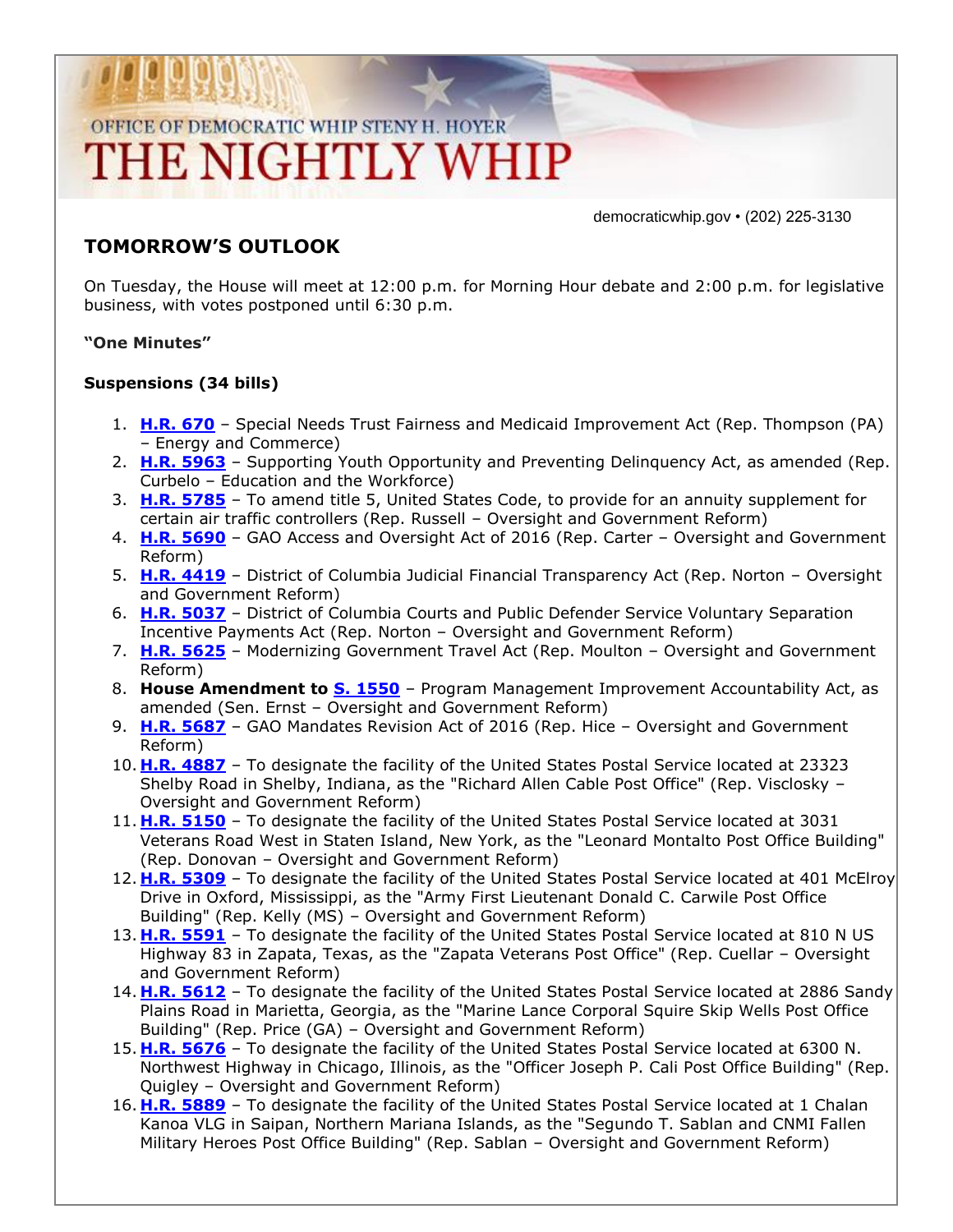OFFICE OF DEMOCRATIC WHIP STENY H. HOYER

# THE NIGHTLY WHIP

democraticwhip.gov • (202) 225-3130

## TOMORROW'S OUTLOOK

On Tuesday, the House will meet at 12:00 p.m. for Morning Hour debate and 2:00 p.m. for legislative business, with votes postponed until 6:30 p.m.

**"One Minutes"**

**Suspensions (34 bills)**

1. **H.R. 670** – Special Needs Trust Fairness and Medicaid Improvement Act (Rep. Thompson (PA) – Energy and Commerce)
2. **H.R. 5963** – Supporting Youth Opportunity and Preventing Delinquency Act, as amended (Rep. Curbelo – Education and the Workforce)
3. **H.R. 5785** – To amend title 5, United States Code, to provide for an annuity supplement for certain air traffic controllers (Rep. Russell – Oversight and Government Reform)
4. **H.R. 5690** – GAO Access and Oversight Act of 2016 (Rep. Carter – Oversight and Government Reform)
5. **H.R. 4419** – District of Columbia Judicial Financial Transparency Act (Rep. Norton – Oversight and Government Reform)
6. **H.R. 5037** – District of Columbia Courts and Public Defender Service Voluntary Separation Incentive Payments Act (Rep. Norton – Oversight and Government Reform)
7. **H.R. 5625** – Modernizing Government Travel Act (Rep. Moulton – Oversight and Government Reform)
8. **House Amendment to S. 1550** – Program Management Improvement Accountability Act, as amended (Sen. Ernst – Oversight and Government Reform)
9. **H.R. 5687** – GAO Mandates Revision Act of 2016 (Rep. Hice – Oversight and Government Reform)
10. **H.R. 4887** – To designate the facility of the United States Postal Service located at 23323 Shelby Road in Shelby, Indiana, as the "Richard Allen Cable Post Office" (Rep. Visclosky – Oversight and Government Reform)
11. **H.R. 5150** – To designate the facility of the United States Postal Service located at 3031 Veterans Road West in Staten Island, New York, as the "Leonard Montalto Post Office Building" (Rep. Donovan – Oversight and Government Reform)
12. **H.R. 5309** – To designate the facility of the United States Postal Service located at 401 McElroy Drive in Oxford, Mississippi, as the "Army First Lieutenant Donald C. Carwile Post Office Building" (Rep. Kelly (MS) – Oversight and Government Reform)
13. **H.R. 5591** – To designate the facility of the United States Postal Service located at 810 N US Highway 83 in Zapata, Texas, as the "Zapata Veterans Post Office" (Rep. Cuellar – Oversight and Government Reform)
14. **H.R. 5612** – To designate the facility of the United States Postal Service located at 2886 Sandy Plains Road in Marietta, Georgia, as the "Marine Lance Corporal Squire Skip Wells Post Office Building" (Rep. Price (GA) – Oversight and Government Reform)
15. **H.R. 5676** – To designate the facility of the United States Postal Service located at 6300 N. Northwest Highway in Chicago, Illinois, as the "Officer Joseph P. Cali Post Office Building" (Rep. Quigley – Oversight and Government Reform)
16. **H.R. 5889** – To designate the facility of the United States Postal Service located at 1 Chalan Kanoa VLG in Saipan, Northern Mariana Islands, as the "Segundo T. Sablan and CNMI Fallen Military Heroes Post Office Building" (Rep. Sablan – Oversight and Government Reform)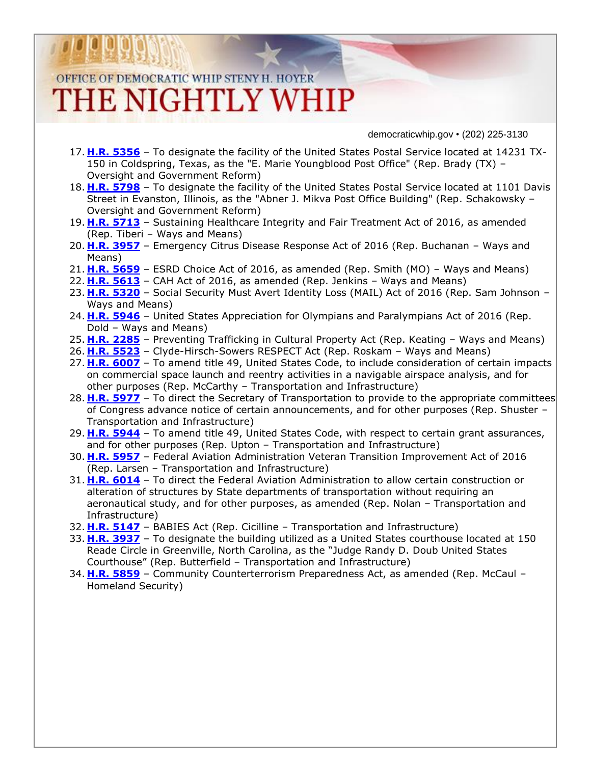17. **H.R. 5356** – To designate the facility of the United States Postal Service located at 14231 TX-150 in Coldspring, Texas, as the "E. Marie Youngblood Post Office" (Rep. Brady (TX) – Oversight and Government Reform)
18. **H.R. 5798** – To designate the facility of the United States Postal Service located at 1101 Davis Street in Evanston, Illinois, as the "Abner J. Mikva Post Office Building" (Rep. Schakowsky – Oversight and Government Reform)
19. **H.R. 5713** – Sustaining Healthcare Integrity and Fair Treatment Act of 2016, as amended (Rep. Tiberi – Ways and Means)
20. **H.R. 3957** – Emergency Citrus Disease Response Act of 2016 (Rep. Buchanan – Ways and Means)
21. **H.R. 5659** – ESRD Choice Act of 2016, as amended (Rep. Smith (MO) – Ways and Means)
22. **H.R. 5613** – CAH Act of 2016, as amended (Rep. Jenkins – Ways and Means)
23. **H.R. 5320** – Social Security Must Avert Identity Loss (MAIL) Act of 2016 (Rep. Sam Johnson – Ways and Means)
24. **H.R. 5946** – United States Appreciation for Olympians and Paralympians Act of 2016 (Rep. Dold – Ways and Means)
25. **H.R. 2285** – Preventing Trafficking in Cultural Property Act (Rep. Keating – Ways and Means)
26. **H.R. 5523** – Clyde-Hirsch-Sowers RESPECT Act (Rep. Roskam – Ways and Means)
27. **H.R. 6007** – To amend title 49, United States Code, to include consideration of certain impacts on commercial space launch and reentry activities in a navigable airspace analysis, and for other purposes (Rep. McCarthy – Transportation and Infrastructure)
28. **H.R. 5977** – To direct the Secretary of Transportation to provide to the appropriate committees of Congress advance notice of certain announcements, and for other purposes (Rep. Shuster – Transportation and Infrastructure)
29. **H.R. 5944** – To amend title 49, United States Code, with respect to certain grant assurances, and for other purposes (Rep. Upton – Transportation and Infrastructure)
30. **H.R. 5957** – Federal Aviation Administration Veteran Transition Improvement Act of 2016 (Rep. Larsen – Transportation and Infrastructure)
31. **H.R. 6014** – To direct the Federal Aviation Administration to allow certain construction or alteration of structures by State departments of transportation without requiring an aeronautical study, and for other purposes, as amended (Rep. Nolan – Transportation and Infrastructure)
32. **H.R. 5147** – BABIES Act (Rep. Cicilline – Transportation and Infrastructure)
33. **H.R. 3937** – To designate the building utilized as a United States courthouse located at 150 Reade Circle in Greenville, North Carolina, as the "Judge Randy D. Doub United States Courthouse" (Rep. Butterfield – Transportation and Infrastructure)
34. **H.R. 5859** – Community Counterterrorism Preparedness Act, as amended (Rep. McCaul – Homeland Security)